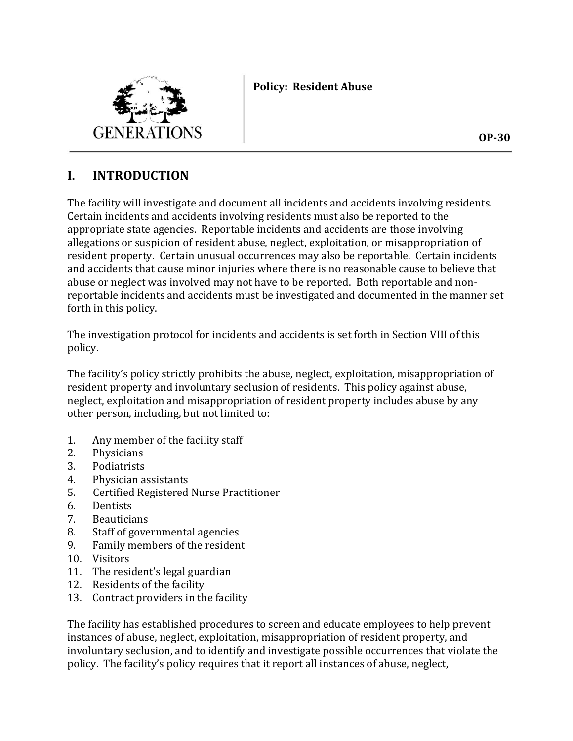GENERATIONS

**Policy: Resident Abuse**

**OP-30**

## I. INTRODUCTION

The facility will investigate and document all incidents and accidents involving residents. Certain incidents and accidents involving residents must also be reported to the appropriate state agencies. Reportable incidents and accidents are those involving allegations or suspicion of resident abuse, neglect, exploitation, or misappropriation of resident property. Certain unusual occurrences may also be reportable. Certain incidents and accidents that cause minor injuries where there is no reasonable cause to believe that abuse or neglect was involved may not have to be reported. Both reportable and non-reportable incidents and accidents must be investigated and documented in the manner set forth in this policy.

The investigation protocol for incidents and accidents is set forth in Section VIII of this policy.

The facility's policy strictly prohibits the abuse, neglect, exploitation, misappropriation of resident property and involuntary seclusion of residents. This policy against abuse, neglect, exploitation and misappropriation of resident property includes abuse by any other person, including, but not limited to:

1. Any member of the facility staff
2. Physicians
3. Podiatrists
4. Physician assistants
5. Certified Registered Nurse Practitioner
6. Dentists
7. Beauticians
8. Staff of governmental agencies
9. Family members of the resident
10. Visitors
11. The resident's legal guardian
12. Residents of the facility
13. Contract providers in the facility

The facility has established procedures to screen and educate employees to help prevent instances of abuse, neglect, exploitation, misappropriation of resident property, and involuntary seclusion, and to identify and investigate possible occurrences that violate the policy. The facility's policy requires that it report all instances of abuse, neglect,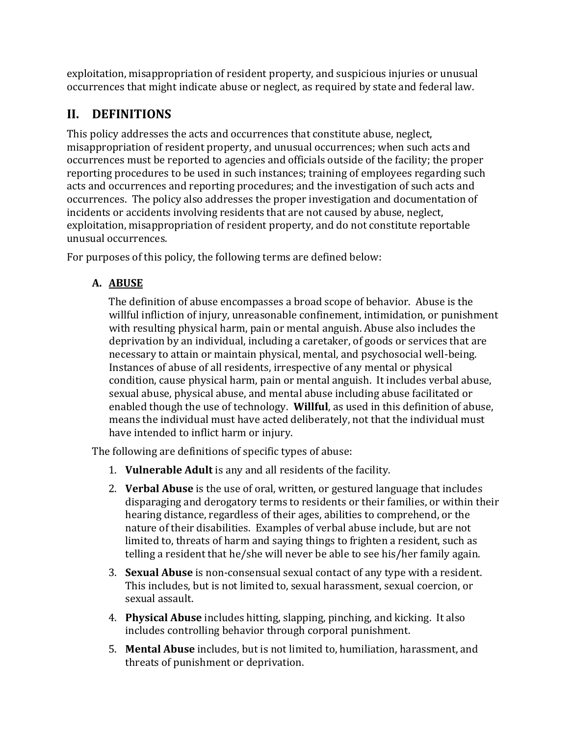exploitation, misappropriation of resident property, and suspicious injuries or unusual occurrences that might indicate abuse or neglect, as required by state and federal law.

## II. DEFINITIONS

This policy addresses the acts and occurrences that constitute abuse, neglect, misappropriation of resident property, and unusual occurrences; when such acts and occurrences must be reported to agencies and officials outside of the facility; the proper reporting procedures to be used in such instances; training of employees regarding such acts and occurrences and reporting procedures; and the investigation of such acts and occurrences. The policy also addresses the proper investigation and documentation of incidents or accidents involving residents that are not caused by abuse, neglect, exploitation, misappropriation of resident property, and do not constitute reportable unusual occurrences.

For purposes of this policy, the following terms are defined below:

### A. ABUSE

The definition of abuse encompasses a broad scope of behavior. Abuse is the willful infliction of injury, unreasonable confinement, intimidation, or punishment with resulting physical harm, pain or mental anguish. Abuse also includes the deprivation by an individual, including a caretaker, of goods or services that are necessary to attain or maintain physical, mental, and psychosocial well-being. Instances of abuse of all residents, irrespective of any mental or physical condition, cause physical harm, pain or mental anguish. It includes verbal abuse, sexual abuse, physical abuse, and mental abuse including abuse facilitated or enabled though the use of technology. **Willful**, as used in this definition of abuse, means the individual must have acted deliberately, not that the individual must have intended to inflict harm or injury.

The following are definitions of specific types of abuse:

1. **Vulnerable Adult** is any and all residents of the facility.
2. **Verbal Abuse** is the use of oral, written, or gestured language that includes disparaging and derogatory terms to residents or their families, or within their hearing distance, regardless of their ages, abilities to comprehend, or the nature of their disabilities. Examples of verbal abuse include, but are not limited to, threats of harm and saying things to frighten a resident, such as telling a resident that he/she will never be able to see his/her family again.
3. **Sexual Abuse** is non-consensual sexual contact of any type with a resident. This includes, but is not limited to, sexual harassment, sexual coercion, or sexual assault.
4. **Physical Abuse** includes hitting, slapping, pinching, and kicking. It also includes controlling behavior through corporal punishment.
5. **Mental Abuse** includes, but is not limited to, humiliation, harassment, and threats of punishment or deprivation.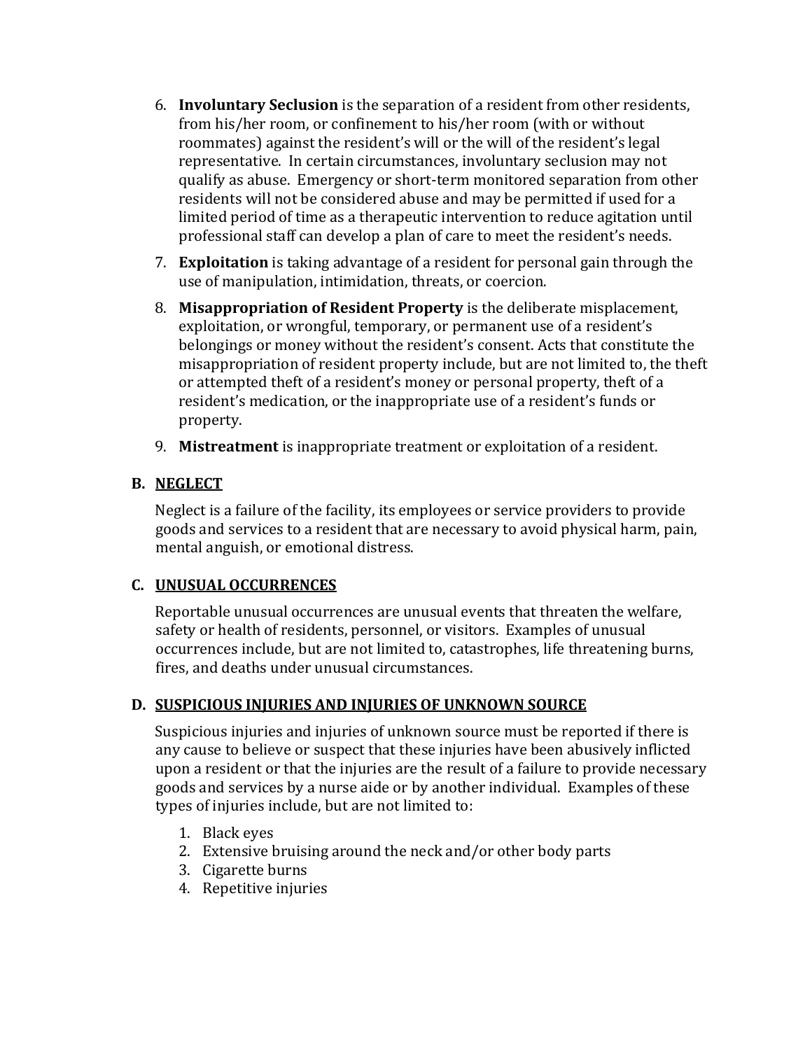6. **Involuntary Seclusion** is the separation of a resident from other residents, from his/her room, or confinement to his/her room (with or without roommates) against the resident's will or the will of the resident's legal representative. In certain circumstances, involuntary seclusion may not qualify as abuse. Emergency or short-term monitored separation from other residents will not be considered abuse and may be permitted if used for a limited period of time as a therapeutic intervention to reduce agitation until professional staff can develop a plan of care to meet the resident's needs.
7. **Exploitation** is taking advantage of a resident for personal gain through the use of manipulation, intimidation, threats, or coercion.
8. **Misappropriation of Resident Property** is the deliberate misplacement, exploitation, or wrongful, temporary, or permanent use of a resident's belongings or money without the resident's consent. Acts that constitute the misappropriation of resident property include, but are not limited to, the theft or attempted theft of a resident's money or personal property, theft of a resident's medication, or the inappropriate use of a resident's funds or property.
9. **Mistreatment** is inappropriate treatment or exploitation of a resident.

**B. <u>NEGLECT</u>**

Neglect is a failure of the facility, its employees or service providers to provide goods and services to a resident that are necessary to avoid physical harm, pain, mental anguish, or emotional distress.

**C. <u>UNUSUAL OCCURRENCES</u>**

Reportable unusual occurrences are unusual events that threaten the welfare, safety or health of residents, personnel, or visitors. Examples of unusual occurrences include, but are not limited to, catastrophes, life threatening burns, fires, and deaths under unusual circumstances.

**D. <u>SUSPICIOUS INJURIES AND INJURIES OF UNKNOWN SOURCE</u>**

Suspicious injuries and injuries of unknown source must be reported if there is any cause to believe or suspect that these injuries have been abusively inflicted upon a resident or that the injuries are the result of a failure to provide necessary goods and services by a nurse aide or by another individual. Examples of these types of injuries include, but are not limited to:

1. Black eyes
2. Extensive bruising around the neck and/or other body parts
3. Cigarette burns
4. Repetitive injuries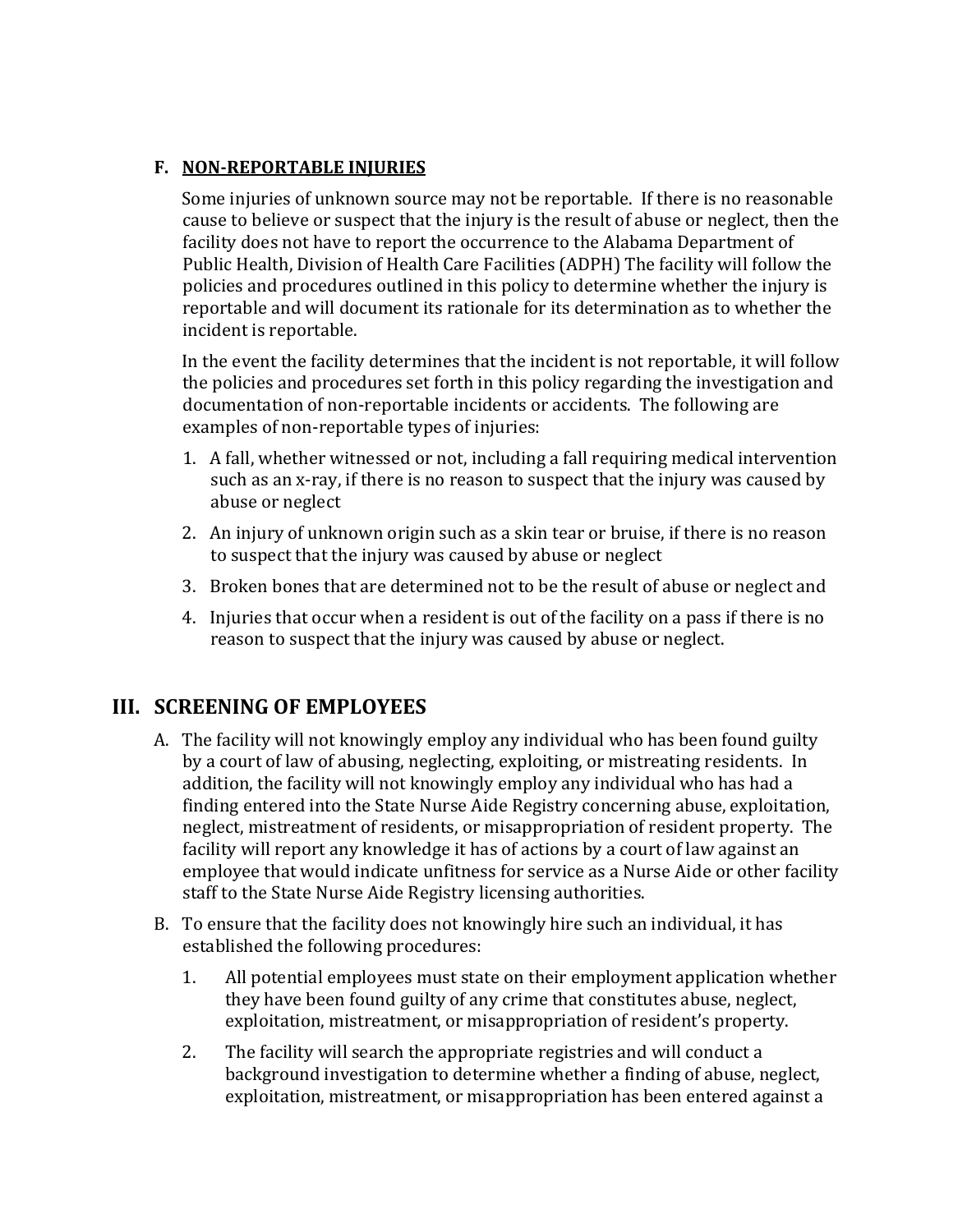### F. **NON-REPORTABLE INJURIES**

Some injuries of unknown source may not be reportable. If there is no reasonable cause to believe or suspect that the injury is the result of abuse or neglect, then the facility does not have to report the occurrence to the Alabama Department of Public Health, Division of Health Care Facilities (ADPH) The facility will follow the policies and procedures outlined in this policy to determine whether the injury is reportable and will document its rationale for its determination as to whether the incident is reportable.

In the event the facility determines that the incident is not reportable, it will follow the policies and procedures set forth in this policy regarding the investigation and documentation of non-reportable incidents or accidents. The following are examples of non-reportable types of injuries:

1. A fall, whether witnessed or not, including a fall requiring medical intervention such as an x-ray, if there is no reason to suspect that the injury was caused by abuse or neglect
2. An injury of unknown origin such as a skin tear or bruise, if there is no reason to suspect that the injury was caused by abuse or neglect
3. Broken bones that are determined not to be the result of abuse or neglect and
4. Injuries that occur when a resident is out of the facility on a pass if there is no reason to suspect that the injury was caused by abuse or neglect.

## III. SCREENING OF EMPLOYEES

A. The facility will not knowingly employ any individual who has been found guilty by a court of law of abusing, neglecting, exploiting, or mistreating residents. In addition, the facility will not knowingly employ any individual who has had a finding entered into the State Nurse Aide Registry concerning abuse, exploitation, neglect, mistreatment of residents, or misappropriation of resident property. The facility will report any knowledge it has of actions by a court of law against an employee that would indicate unfitness for service as a Nurse Aide or other facility staff to the State Nurse Aide Registry licensing authorities.

B. To ensure that the facility does not knowingly hire such an individual, it has established the following procedures:

   1. All potential employees must state on their employment application whether they have been found guilty of any crime that constitutes abuse, neglect, exploitation, mistreatment, or misappropriation of resident's property.
   2. The facility will search the appropriate registries and will conduct a background investigation to determine whether a finding of abuse, neglect, exploitation, mistreatment, or misappropriation has been entered against a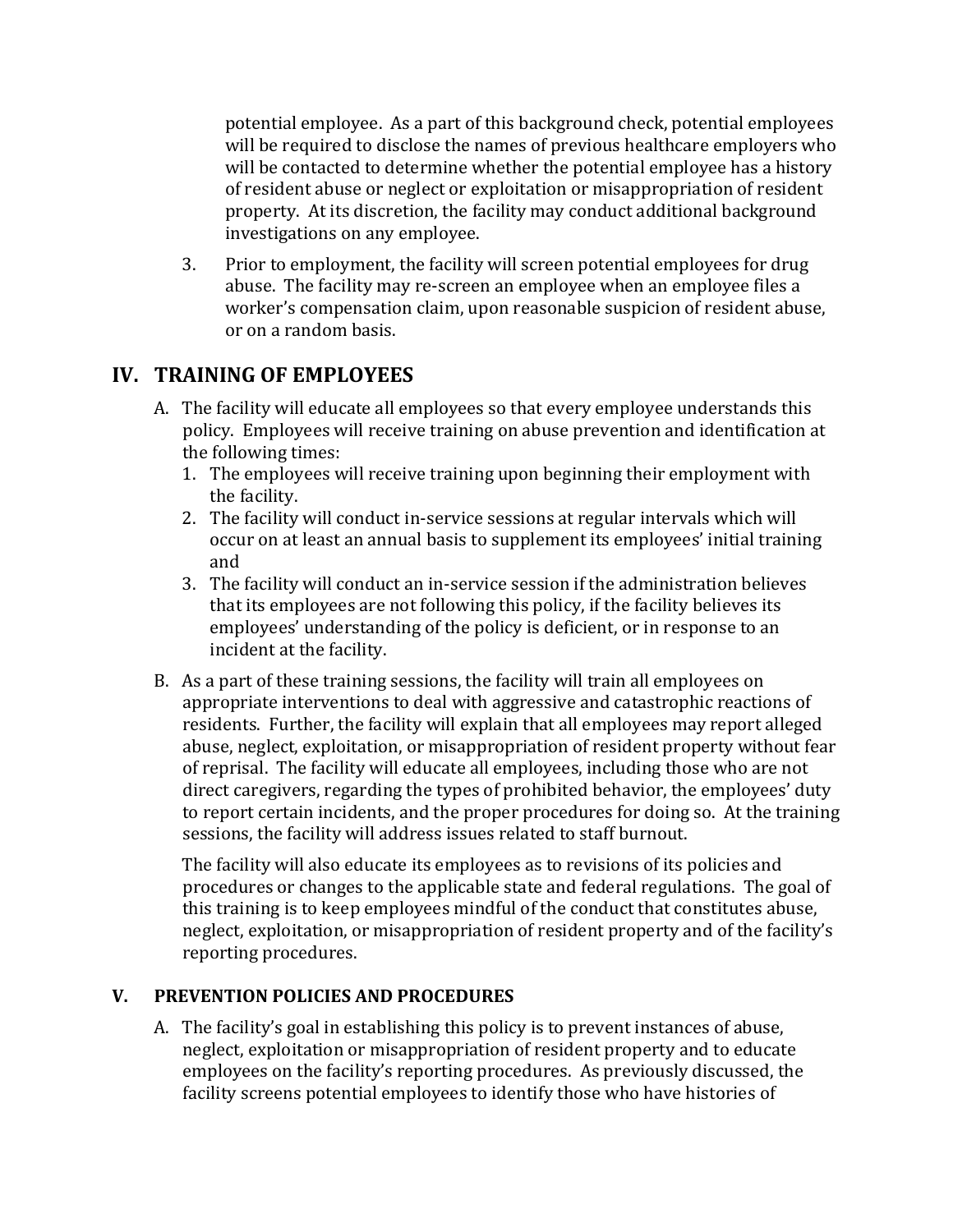potential employee. As a part of this background check, potential employees will be required to disclose the names of previous healthcare employers who will be contacted to determine whether the potential employee has a history of resident abuse or neglect or exploitation or misappropriation of resident property. At its discretion, the facility may conduct additional background investigations on any employee.

3. Prior to employment, the facility will screen potential employees for drug abuse. The facility may re-screen an employee when an employee files a worker's compensation claim, upon reasonable suspicion of resident abuse, or on a random basis.

## IV. TRAINING OF EMPLOYEES

A. The facility will educate all employees so that every employee understands this policy. Employees will receive training on abuse prevention and identification at the following times:
   1. The employees will receive training upon beginning their employment with the facility.
   2. The facility will conduct in-service sessions at regular intervals which will occur on at least an annual basis to supplement its employees' initial training and
   3. The facility will conduct an in-service session if the administration believes that its employees are not following this policy, if the facility believes its employees' understanding of the policy is deficient, or in response to an incident at the facility.

B. As a part of these training sessions, the facility will train all employees on appropriate interventions to deal with aggressive and catastrophic reactions of residents. Further, the facility will explain that all employees may report alleged abuse, neglect, exploitation, or misappropriation of resident property without fear of reprisal. The facility will educate all employees, including those who are not direct caregivers, regarding the types of prohibited behavior, the employees' duty to report certain incidents, and the proper procedures for doing so. At the training sessions, the facility will address issues related to staff burnout.

   The facility will also educate its employees as to revisions of its policies and procedures or changes to the applicable state and federal regulations. The goal of this training is to keep employees mindful of the conduct that constitutes abuse, neglect, exploitation, or misappropriation of resident property and of the facility's reporting procedures.

## V. PREVENTION POLICIES AND PROCEDURES

A. The facility's goal in establishing this policy is to prevent instances of abuse, neglect, exploitation or misappropriation of resident property and to educate employees on the facility's reporting procedures. As previously discussed, the facility screens potential employees to identify those who have histories of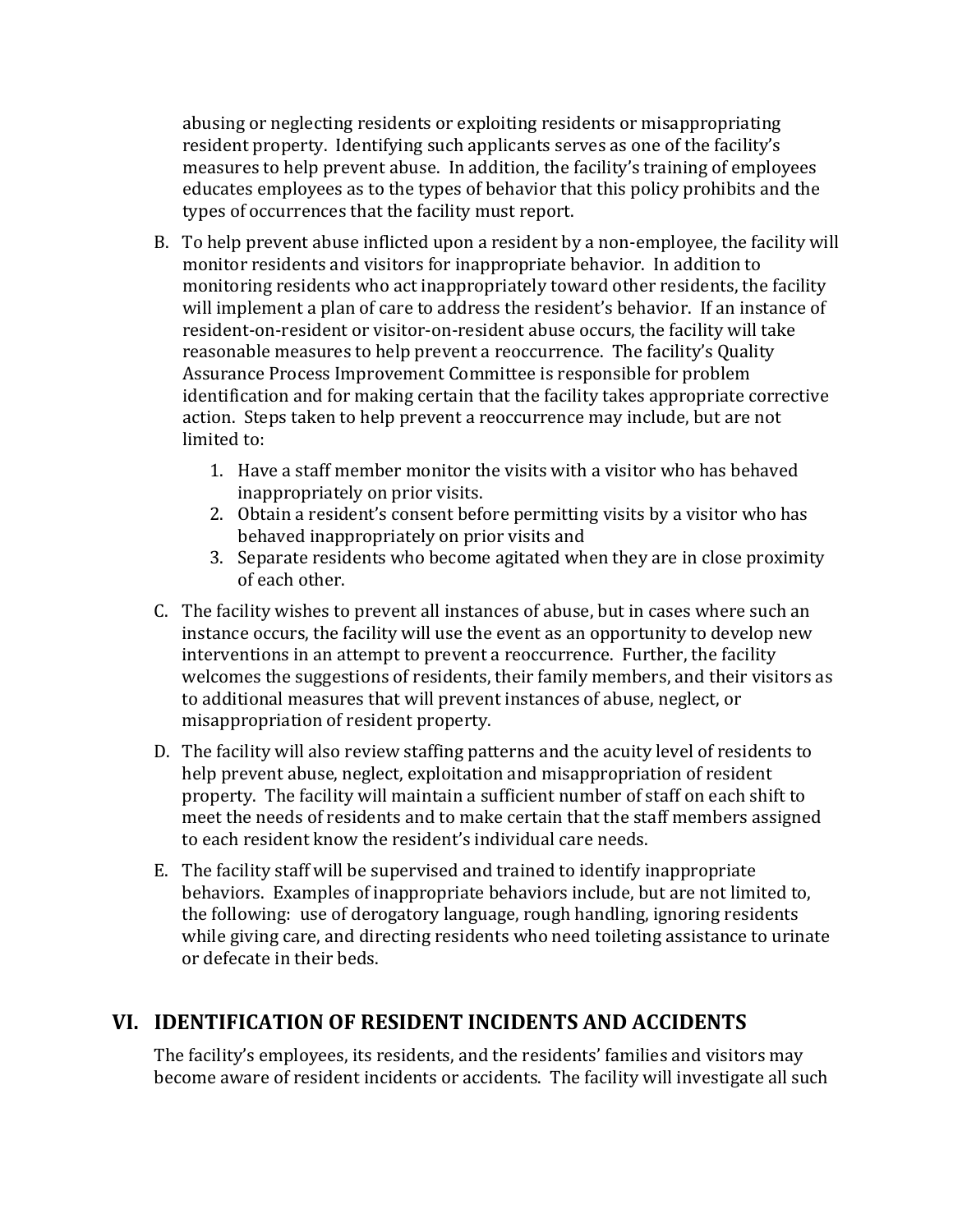abusing or neglecting residents or exploiting residents or misappropriating resident property. Identifying such applicants serves as one of the facility's measures to help prevent abuse. In addition, the facility's training of employees educates employees as to the types of behavior that this policy prohibits and the types of occurrences that the facility must report.

B. To help prevent abuse inflicted upon a resident by a non-employee, the facility will monitor residents and visitors for inappropriate behavior. In addition to monitoring residents who act inappropriately toward other residents, the facility will implement a plan of care to address the resident's behavior. If an instance of resident-on-resident or visitor-on-resident abuse occurs, the facility will take reasonable measures to help prevent a reoccurrence. The facility's Quality Assurance Process Improvement Committee is responsible for problem identification and for making certain that the facility takes appropriate corrective action. Steps taken to help prevent a reoccurrence may include, but are not limited to:

   1. Have a staff member monitor the visits with a visitor who has behaved inappropriately on prior visits.
   2. Obtain a resident's consent before permitting visits by a visitor who has behaved inappropriately on prior visits and
   3. Separate residents who become agitated when they are in close proximity of each other.

C. The facility wishes to prevent all instances of abuse, but in cases where such an instance occurs, the facility will use the event as an opportunity to develop new interventions in an attempt to prevent a reoccurrence. Further, the facility welcomes the suggestions of residents, their family members, and their visitors as to additional measures that will prevent instances of abuse, neglect, or misappropriation of resident property.

D. The facility will also review staffing patterns and the acuity level of residents to help prevent abuse, neglect, exploitation and misappropriation of resident property. The facility will maintain a sufficient number of staff on each shift to meet the needs of residents and to make certain that the staff members assigned to each resident know the resident's individual care needs.

E. The facility staff will be supervised and trained to identify inappropriate behaviors. Examples of inappropriate behaviors include, but are not limited to, the following: use of derogatory language, rough handling, ignoring residents while giving care, and directing residents who need toileting assistance to urinate or defecate in their beds.

## VI. IDENTIFICATION OF RESIDENT INCIDENTS AND ACCIDENTS

The facility's employees, its residents, and the residents' families and visitors may become aware of resident incidents or accidents. The facility will investigate all such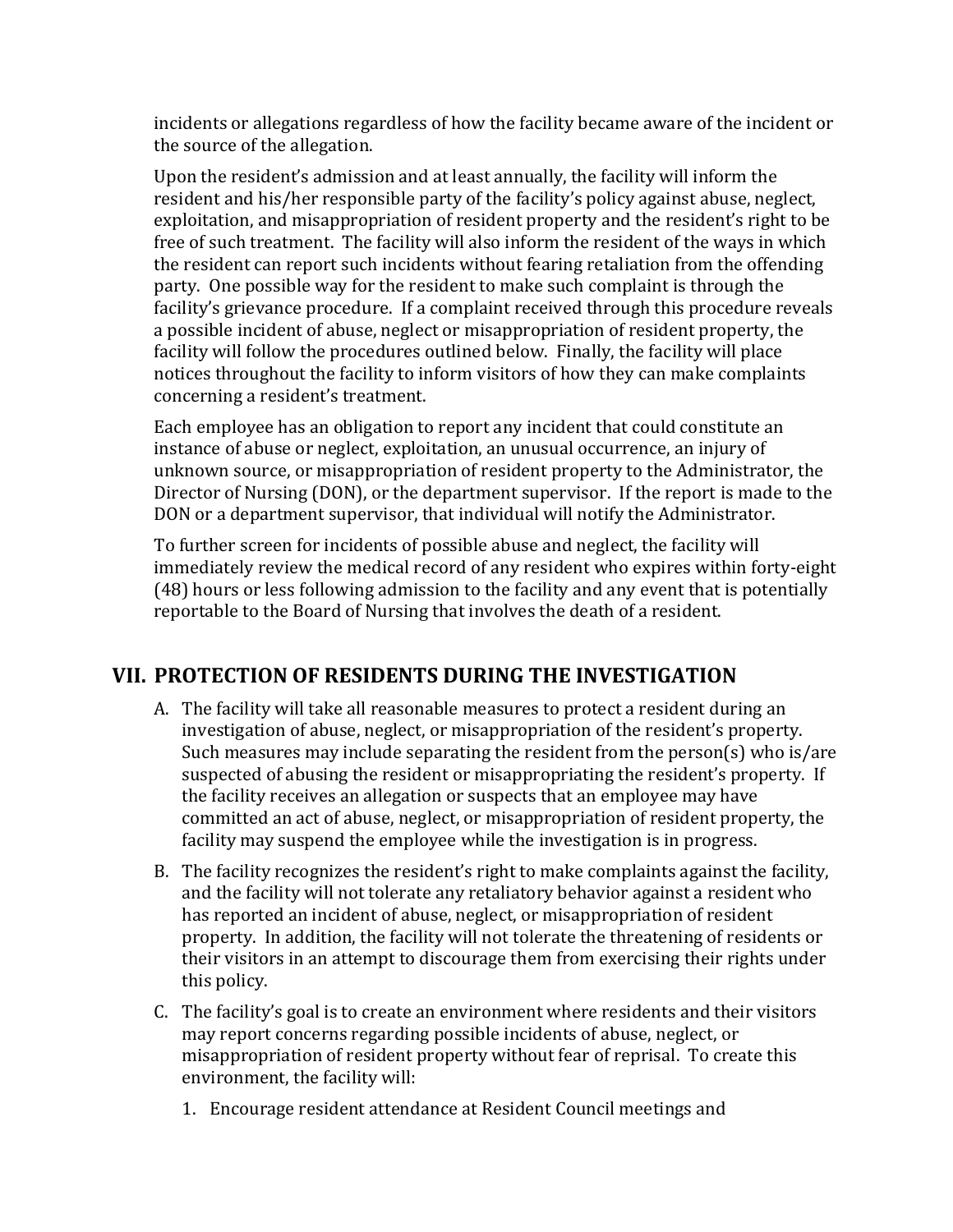incidents or allegations regardless of how the facility became aware of the incident or the source of the allegation.

Upon the resident's admission and at least annually, the facility will inform the resident and his/her responsible party of the facility's policy against abuse, neglect, exploitation, and misappropriation of resident property and the resident's right to be free of such treatment. The facility will also inform the resident of the ways in which the resident can report such incidents without fearing retaliation from the offending party. One possible way for the resident to make such complaint is through the facility's grievance procedure. If a complaint received through this procedure reveals a possible incident of abuse, neglect or misappropriation of resident property, the facility will follow the procedures outlined below. Finally, the facility will place notices throughout the facility to inform visitors of how they can make complaints concerning a resident's treatment.

Each employee has an obligation to report any incident that could constitute an instance of abuse or neglect, exploitation, an unusual occurrence, an injury of unknown source, or misappropriation of resident property to the Administrator, the Director of Nursing (DON), or the department supervisor. If the report is made to the DON or a department supervisor, that individual will notify the Administrator.

To further screen for incidents of possible abuse and neglect, the facility will immediately review the medical record of any resident who expires within forty-eight (48) hours or less following admission to the facility and any event that is potentially reportable to the Board of Nursing that involves the death of a resident.

## VII. PROTECTION OF RESIDENTS DURING THE INVESTIGATION

A. The facility will take all reasonable measures to protect a resident during an investigation of abuse, neglect, or misappropriation of the resident's property. Such measures may include separating the resident from the person(s) who is/are suspected of abusing the resident or misappropriating the resident's property. If the facility receives an allegation or suspects that an employee may have committed an act of abuse, neglect, or misappropriation of resident property, the facility may suspend the employee while the investigation is in progress.

B. The facility recognizes the resident's right to make complaints against the facility, and the facility will not tolerate any retaliatory behavior against a resident who has reported an incident of abuse, neglect, or misappropriation of resident property. In addition, the facility will not tolerate the threatening of residents or their visitors in an attempt to discourage them from exercising their rights under this policy.

C. The facility's goal is to create an environment where residents and their visitors may report concerns regarding possible incidents of abuse, neglect, or misappropriation of resident property without fear of reprisal. To create this environment, the facility will:

   1. Encourage resident attendance at Resident Council meetings and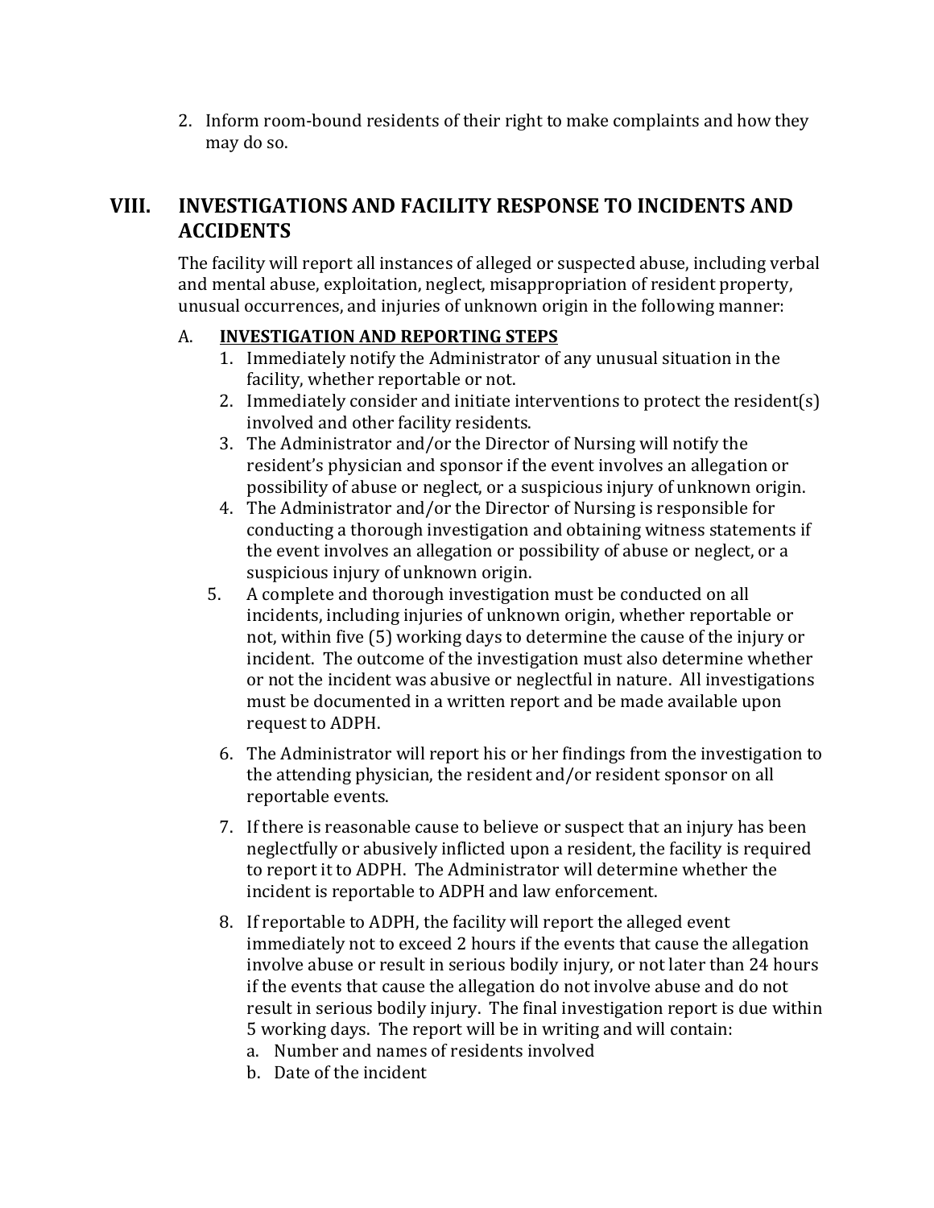2. Inform room-bound residents of their right to make complaints and how they may do so.

## VIII. INVESTIGATIONS AND FACILITY RESPONSE TO INCIDENTS AND ACCIDENTS

The facility will report all instances of alleged or suspected abuse, including verbal and mental abuse, exploitation, neglect, misappropriation of resident property, unusual occurrences, and injuries of unknown origin in the following manner:

### A. <u>**INVESTIGATION AND REPORTING STEPS**</u>

1. Immediately notify the Administrator of any unusual situation in the facility, whether reportable or not.
2. Immediately consider and initiate interventions to protect the resident(s) involved and other facility residents.
3. The Administrator and/or the Director of Nursing will notify the resident's physician and sponsor if the event involves an allegation or possibility of abuse or neglect, or a suspicious injury of unknown origin.
4. The Administrator and/or the Director of Nursing is responsible for conducting a thorough investigation and obtaining witness statements if the event involves an allegation or possibility of abuse or neglect, or a suspicious injury of unknown origin.
5. A complete and thorough investigation must be conducted on all incidents, including injuries of unknown origin, whether reportable or not, within five (5) working days to determine the cause of the injury or incident. The outcome of the investigation must also determine whether or not the incident was abusive or neglectful in nature. All investigations must be documented in a written report and be made available upon request to ADPH.
6. The Administrator will report his or her findings from the investigation to the attending physician, the resident and/or resident sponsor on all reportable events.
7. If there is reasonable cause to believe or suspect that an injury has been neglectfully or abusively inflicted upon a resident, the facility is required to report it to ADPH. The Administrator will determine whether the incident is reportable to ADPH and law enforcement.
8. If reportable to ADPH, the facility will report the alleged event immediately not to exceed 2 hours if the events that cause the allegation involve abuse or result in serious bodily injury, or not later than 24 hours if the events that cause the allegation do not involve abuse and do not result in serious bodily injury. The final investigation report is due within 5 working days. The report will be in writing and will contain:
   a. Number and names of residents involved
   b. Date of the incident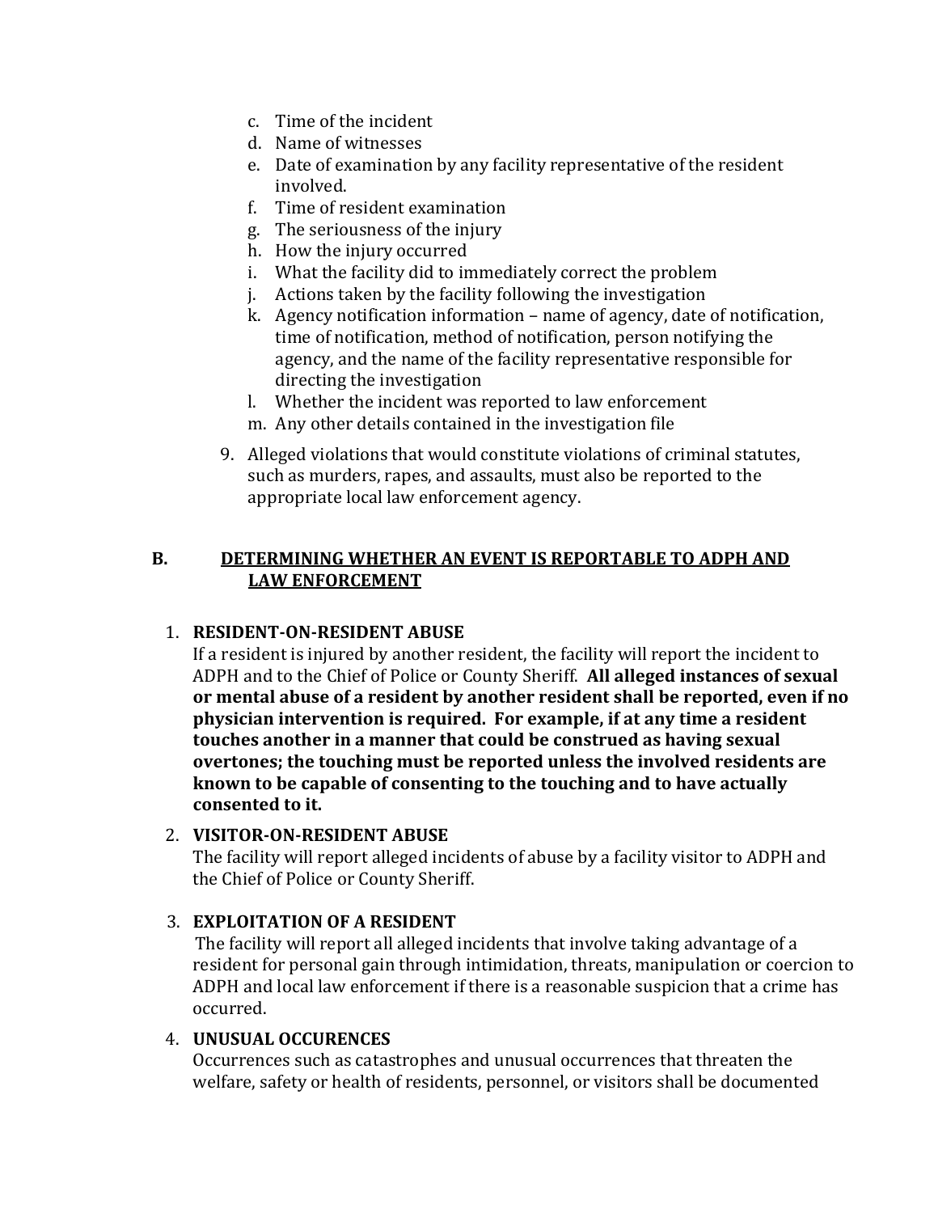c. Time of the incident
d. Name of witnesses
e. Date of examination by any facility representative of the resident involved.
f. Time of resident examination
g. The seriousness of the injury
h. How the injury occurred
i. What the facility did to immediately correct the problem
j. Actions taken by the facility following the investigation
k. Agency notification information – name of agency, date of notification, time of notification, method of notification, person notifying the agency, and the name of the facility representative responsible for directing the investigation
l. Whether the incident was reported to law enforcement
m. Any other details contained in the investigation file

9. Alleged violations that would constitute violations of criminal statutes, such as murders, rapes, and assaults, must also be reported to the appropriate local law enforcement agency.

## B. DETERMINING WHETHER AN EVENT IS REPORTABLE TO ADPH AND LAW ENFORCEMENT

1. **RESIDENT-ON-RESIDENT ABUSE**
   If a resident is injured by another resident, the facility will report the incident to ADPH and to the Chief of Police or County Sheriff. **All alleged instances of sexual or mental abuse of a resident by another resident shall be reported, even if no physician intervention is required. For example, if at any time a resident touches another in a manner that could be construed as having sexual overtones; the touching must be reported unless the involved residents are known to be capable of consenting to the touching and to have actually consented to it.**

2. **VISITOR-ON-RESIDENT ABUSE**
   The facility will report alleged incidents of abuse by a facility visitor to ADPH and the Chief of Police or County Sheriff.

3. **EXPLOITATION OF A RESIDENT**
   The facility will report all alleged incidents that involve taking advantage of a resident for personal gain through intimidation, threats, manipulation or coercion to ADPH and local law enforcement if there is a reasonable suspicion that a crime has occurred.

4. **UNUSUAL OCCURENCES**
   Occurrences such as catastrophes and unusual occurrences that threaten the welfare, safety or health of residents, personnel, or visitors shall be documented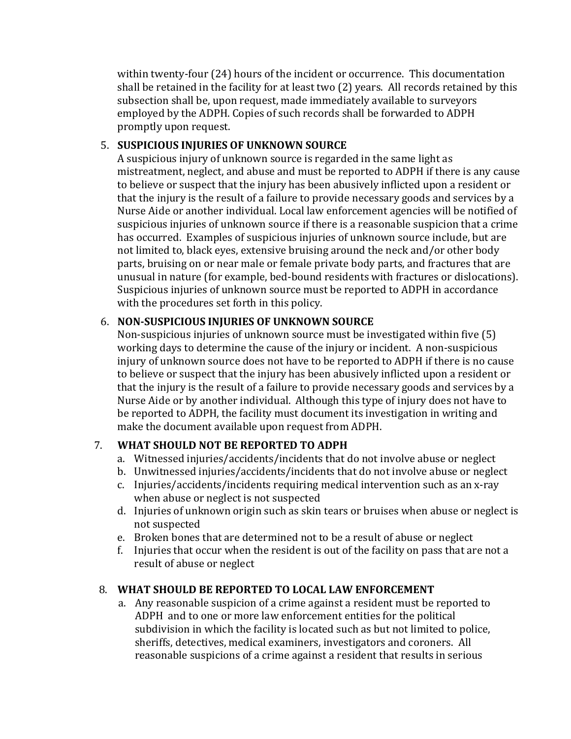within twenty-four (24) hours of the incident or occurrence. This documentation shall be retained in the facility for at least two (2) years. All records retained by this subsection shall be, upon request, made immediately available to surveyors employed by the ADPH. Copies of such records shall be forwarded to ADPH promptly upon request.

5. **SUSPICIOUS INJURIES OF UNKNOWN SOURCE**
   A suspicious injury of unknown source is regarded in the same light as mistreatment, neglect, and abuse and must be reported to ADPH if there is any cause to believe or suspect that the injury has been abusively inflicted upon a resident or that the injury is the result of a failure to provide necessary goods and services by a Nurse Aide or another individual. Local law enforcement agencies will be notified of suspicious injuries of unknown source if there is a reasonable suspicion that a crime has occurred. Examples of suspicious injuries of unknown source include, but are not limited to, black eyes, extensive bruising around the neck and/or other body parts, bruising on or near male or female private body parts, and fractures that are unusual in nature (for example, bed-bound residents with fractures or dislocations). Suspicious injuries of unknown source must be reported to ADPH in accordance with the procedures set forth in this policy.

6. **NON-SUSPICIOUS INJURIES OF UNKNOWN SOURCE**
   Non-suspicious injuries of unknown source must be investigated within five (5) working days to determine the cause of the injury or incident. A non-suspicious injury of unknown source does not have to be reported to ADPH if there is no cause to believe or suspect that the injury has been abusively inflicted upon a resident or that the injury is the result of a failure to provide necessary goods and services by a Nurse Aide or by another individual. Although this type of injury does not have to be reported to ADPH, the facility must document its investigation in writing and make the document available upon request from ADPH.

7. **WHAT SHOULD NOT BE REPORTED TO ADPH**
   a. Witnessed injuries/accidents/incidents that do not involve abuse or neglect
   b. Unwitnessed injuries/accidents/incidents that do not involve abuse or neglect
   c. Injuries/accidents/incidents requiring medical intervention such as an x-ray when abuse or neglect is not suspected
   d. Injuries of unknown origin such as skin tears or bruises when abuse or neglect is not suspected
   e. Broken bones that are determined not to be a result of abuse or neglect
   f. Injuries that occur when the resident is out of the facility on pass that are not a result of abuse or neglect

8. **WHAT SHOULD BE REPORTED TO LOCAL LAW ENFORCEMENT**
   a. Any reasonable suspicion of a crime against a resident must be reported to ADPH and to one or more law enforcement entities for the political subdivision in which the facility is located such as but not limited to police, sheriffs, detectives, medical examiners, investigators and coroners. All reasonable suspicions of a crime against a resident that results in serious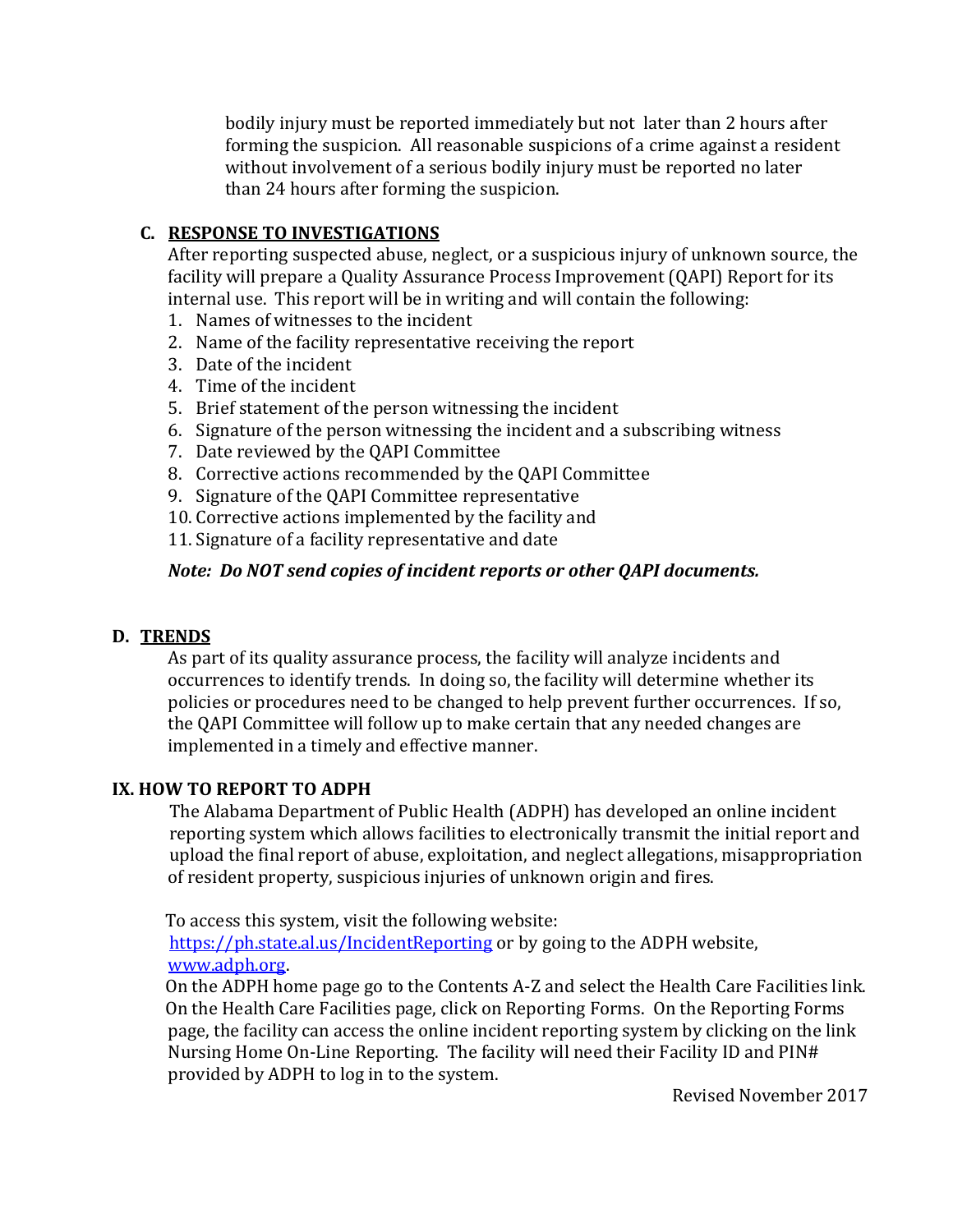bodily injury must be reported immediately but not later than 2 hours after forming the suspicion. All reasonable suspicions of a crime against a resident without involvement of a serious bodily injury must be reported no later than 24 hours after forming the suspicion.

### C. RESPONSE TO INVESTIGATIONS

After reporting suspected abuse, neglect, or a suspicious injury of unknown source, the facility will prepare a Quality Assurance Process Improvement (QAPI) Report for its internal use. This report will be in writing and will contain the following:

1. Names of witnesses to the incident
2. Name of the facility representative receiving the report
3. Date of the incident
4. Time of the incident
5. Brief statement of the person witnessing the incident
6. Signature of the person witnessing the incident and a subscribing witness
7. Date reviewed by the QAPI Committee
8. Corrective actions recommended by the QAPI Committee
9. Signature of the QAPI Committee representative
10. Corrective actions implemented by the facility and
11. Signature of a facility representative and date

***Note: Do NOT send copies of incident reports or other QAPI documents.***

### D. TRENDS

As part of its quality assurance process, the facility will analyze incidents and occurrences to identify trends. In doing so, the facility will determine whether its policies or procedures need to be changed to help prevent further occurrences. If so, the QAPI Committee will follow up to make certain that any needed changes are implemented in a timely and effective manner.

## IX. HOW TO REPORT TO ADPH

The Alabama Department of Public Health (ADPH) has developed an online incident reporting system which allows facilities to electronically transmit the initial report and upload the final report of abuse, exploitation, and neglect allegations, misappropriation of resident property, suspicious injuries of unknown origin and fires.

To access this system, visit the following website: [https://ph.state.al.us/IncidentReporting](https://ph.state.al.us/IncidentReporting) or by going to the ADPH website, [www.adph.org](www.adph.org).

On the ADPH home page go to the Contents A-Z and select the Health Care Facilities link. On the Health Care Facilities page, click on Reporting Forms. On the Reporting Forms page, the facility can access the online incident reporting system by clicking on the link Nursing Home On-Line Reporting. The facility will need their Facility ID and PIN# provided by ADPH to log in to the system.

Revised November 2017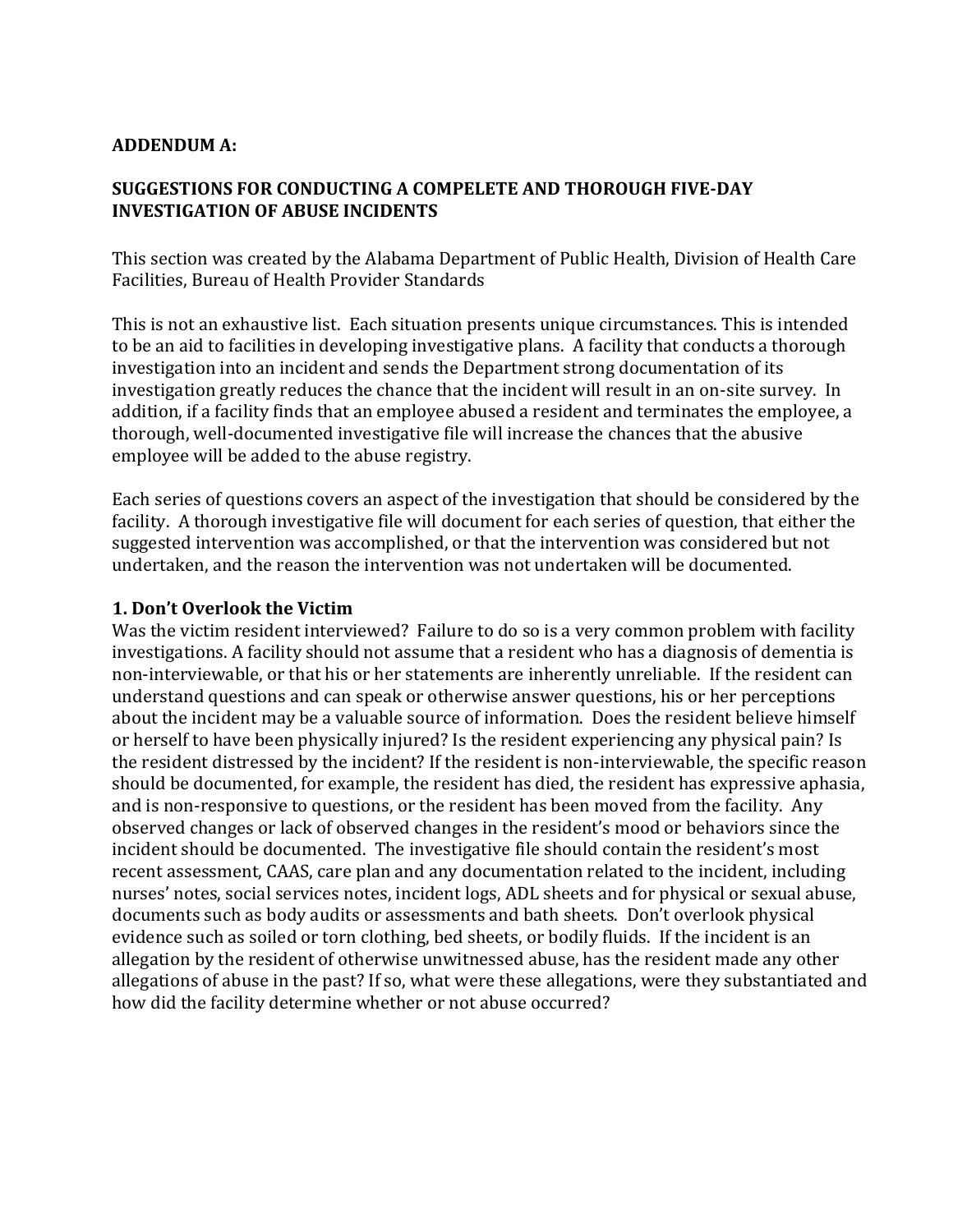**ADDENDUM A:**

**SUGGESTIONS FOR CONDUCTING A COMPELETE AND THOROUGH FIVE-DAY INVESTIGATION OF ABUSE INCIDENTS**

This section was created by the Alabama Department of Public Health, Division of Health Care Facilities, Bureau of Health Provider Standards

This is not an exhaustive list. Each situation presents unique circumstances. This is intended to be an aid to facilities in developing investigative plans. A facility that conducts a thorough investigation into an incident and sends the Department strong documentation of its investigation greatly reduces the chance that the incident will result in an on-site survey. In addition, if a facility finds that an employee abused a resident and terminates the employee, a thorough, well-documented investigative file will increase the chances that the abusive employee will be added to the abuse registry.

Each series of questions covers an aspect of the investigation that should be considered by the facility. A thorough investigative file will document for each series of question, that either the suggested intervention was accomplished, or that the intervention was considered but not undertaken, and the reason the intervention was not undertaken will be documented.

### 1. Don't Overlook the Victim

Was the victim resident interviewed? Failure to do so is a very common problem with facility investigations. A facility should not assume that a resident who has a diagnosis of dementia is non-interviewable, or that his or her statements are inherently unreliable. If the resident can understand questions and can speak or otherwise answer questions, his or her perceptions about the incident may be a valuable source of information. Does the resident believe himself or herself to have been physically injured? Is the resident experiencing any physical pain? Is the resident distressed by the incident? If the resident is non-interviewable, the specific reason should be documented, for example, the resident has died, the resident has expressive aphasia, and is non-responsive to questions, or the resident has been moved from the facility. Any observed changes or lack of observed changes in the resident's mood or behaviors since the incident should be documented. The investigative file should contain the resident's most recent assessment, CAAS, care plan and any documentation related to the incident, including nurses' notes, social services notes, incident logs, ADL sheets and for physical or sexual abuse, documents such as body audits or assessments and bath sheets. Don't overlook physical evidence such as soiled or torn clothing, bed sheets, or bodily fluids. If the incident is an allegation by the resident of otherwise unwitnessed abuse, has the resident made any other allegations of abuse in the past? If so, what were these allegations, were they substantiated and how did the facility determine whether or not abuse occurred?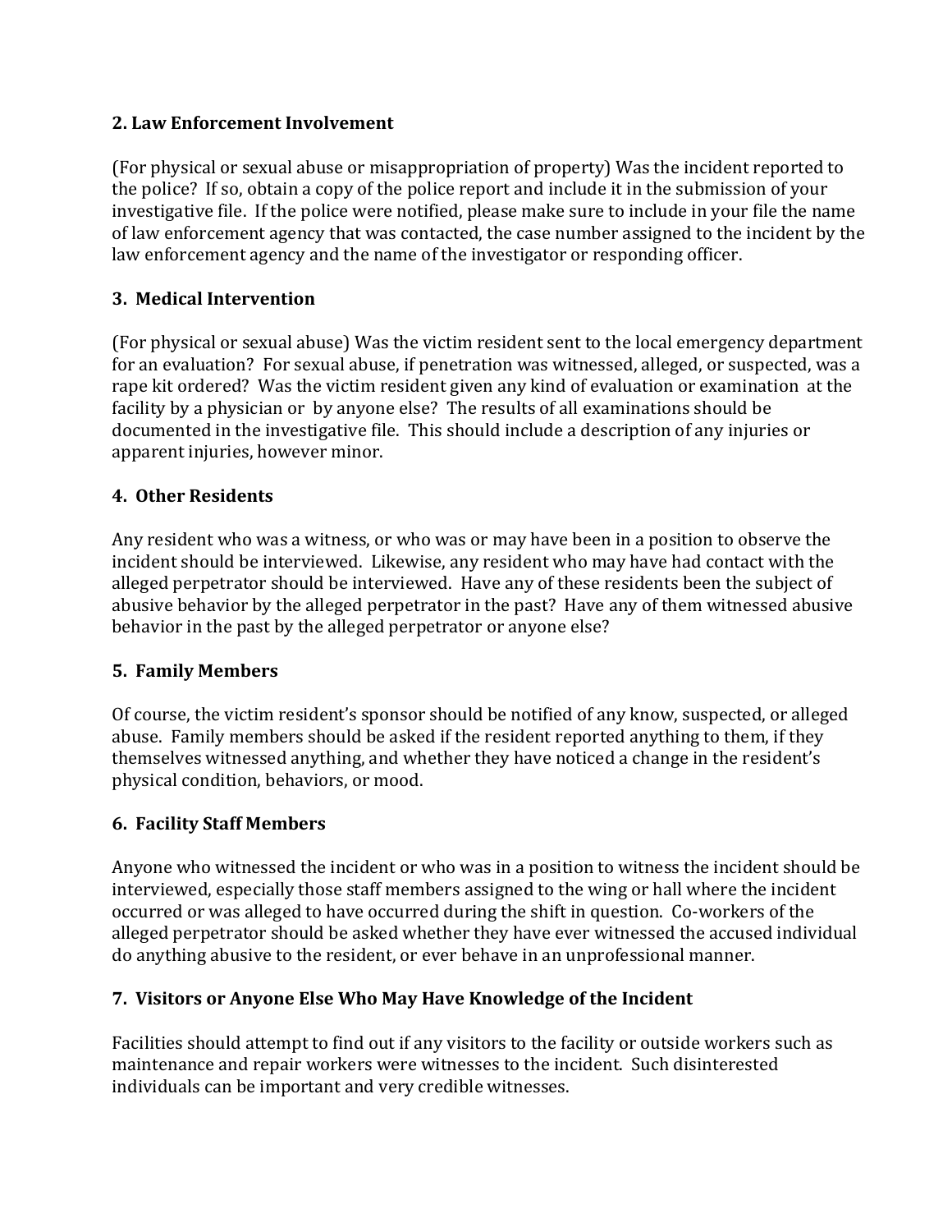**2. Law Enforcement Involvement**

(For physical or sexual abuse or misappropriation of property) Was the incident reported to the police? If so, obtain a copy of the police report and include it in the submission of your investigative file. If the police were notified, please make sure to include in your file the name of law enforcement agency that was contacted, the case number assigned to the incident by the law enforcement agency and the name of the investigator or responding officer.

**3. Medical Intervention**

(For physical or sexual abuse) Was the victim resident sent to the local emergency department for an evaluation? For sexual abuse, if penetration was witnessed, alleged, or suspected, was a rape kit ordered? Was the victim resident given any kind of evaluation or examination at the facility by a physician or by anyone else? The results of all examinations should be documented in the investigative file. This should include a description of any injuries or apparent injuries, however minor.

**4. Other Residents**

Any resident who was a witness, or who was or may have been in a position to observe the incident should be interviewed. Likewise, any resident who may have had contact with the alleged perpetrator should be interviewed. Have any of these residents been the subject of abusive behavior by the alleged perpetrator in the past? Have any of them witnessed abusive behavior in the past by the alleged perpetrator or anyone else?

**5. Family Members**

Of course, the victim resident's sponsor should be notified of any know, suspected, or alleged abuse. Family members should be asked if the resident reported anything to them, if they themselves witnessed anything, and whether they have noticed a change in the resident's physical condition, behaviors, or mood.

**6. Facility Staff Members**

Anyone who witnessed the incident or who was in a position to witness the incident should be interviewed, especially those staff members assigned to the wing or hall where the incident occurred or was alleged to have occurred during the shift in question. Co-workers of the alleged perpetrator should be asked whether they have ever witnessed the accused individual do anything abusive to the resident, or ever behave in an unprofessional manner.

**7. Visitors or Anyone Else Who May Have Knowledge of the Incident**

Facilities should attempt to find out if any visitors to the facility or outside workers such as maintenance and repair workers were witnesses to the incident. Such disinterested individuals can be important and very credible witnesses.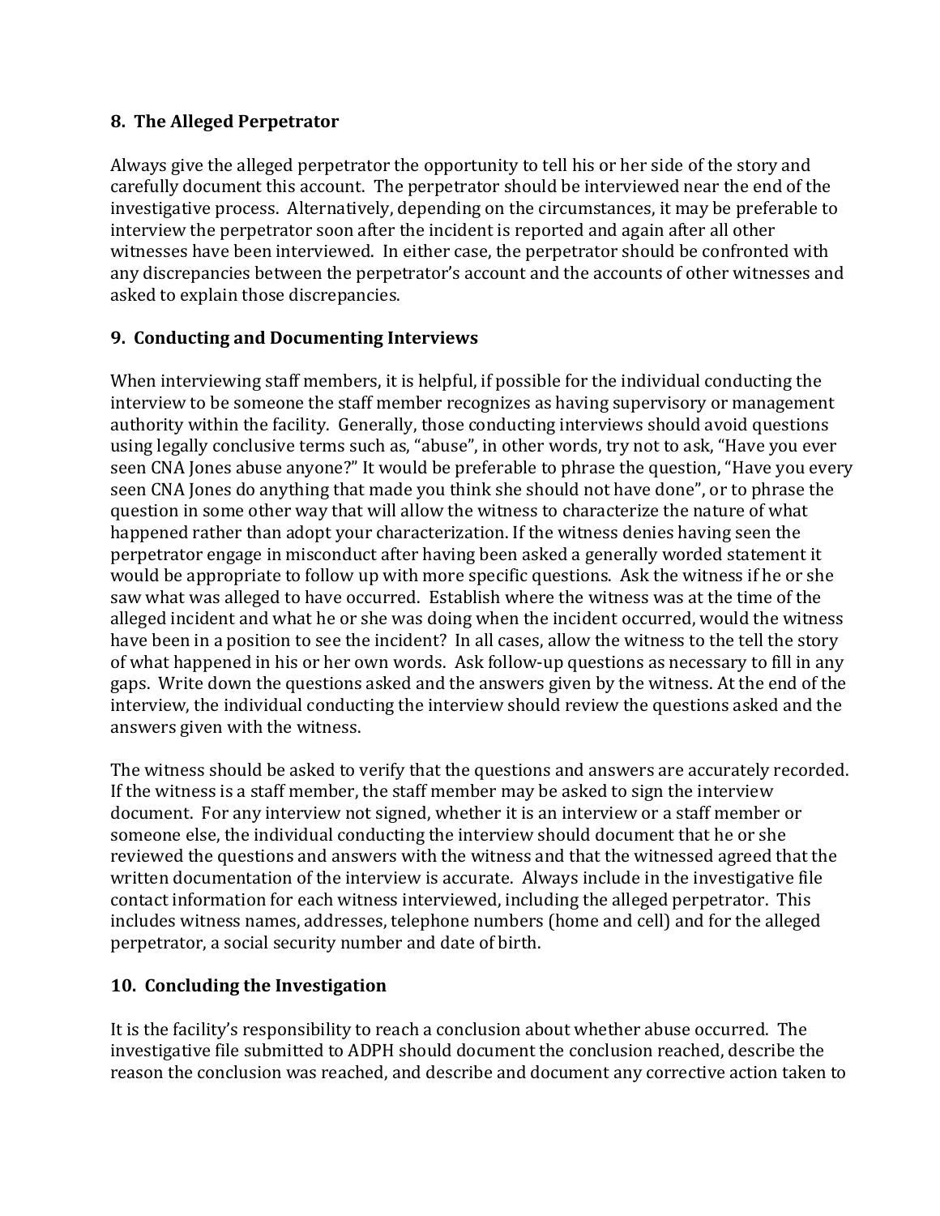## 8. The Alleged Perpetrator

Always give the alleged perpetrator the opportunity to tell his or her side of the story and carefully document this account. The perpetrator should be interviewed near the end of the investigative process. Alternatively, depending on the circumstances, it may be preferable to interview the perpetrator soon after the incident is reported and again after all other witnesses have been interviewed. In either case, the perpetrator should be confronted with any discrepancies between the perpetrator's account and the accounts of other witnesses and asked to explain those discrepancies.

## 9. Conducting and Documenting Interviews

When interviewing staff members, it is helpful, if possible for the individual conducting the interview to be someone the staff member recognizes as having supervisory or management authority within the facility. Generally, those conducting interviews should avoid questions using legally conclusive terms such as, "abuse", in other words, try not to ask, "Have you ever seen CNA Jones abuse anyone?" It would be preferable to phrase the question, "Have you every seen CNA Jones do anything that made you think she should not have done", or to phrase the question in some other way that will allow the witness to characterize the nature of what happened rather than adopt your characterization. If the witness denies having seen the perpetrator engage in misconduct after having been asked a generally worded statement it would be appropriate to follow up with more specific questions. Ask the witness if he or she saw what was alleged to have occurred. Establish where the witness was at the time of the alleged incident and what he or she was doing when the incident occurred, would the witness have been in a position to see the incident? In all cases, allow the witness to the tell the story of what happened in his or her own words. Ask follow-up questions as necessary to fill in any gaps. Write down the questions asked and the answers given by the witness. At the end of the interview, the individual conducting the interview should review the questions asked and the answers given with the witness.

The witness should be asked to verify that the questions and answers are accurately recorded. If the witness is a staff member, the staff member may be asked to sign the interview document. For any interview not signed, whether it is an interview or a staff member or someone else, the individual conducting the interview should document that he or she reviewed the questions and answers with the witness and that the witnessed agreed that the written documentation of the interview is accurate. Always include in the investigative file contact information for each witness interviewed, including the alleged perpetrator. This includes witness names, addresses, telephone numbers (home and cell) and for the alleged perpetrator, a social security number and date of birth.

## 10. Concluding the Investigation

It is the facility's responsibility to reach a conclusion about whether abuse occurred. The investigative file submitted to ADPH should document the conclusion reached, describe the reason the conclusion was reached, and describe and document any corrective action taken to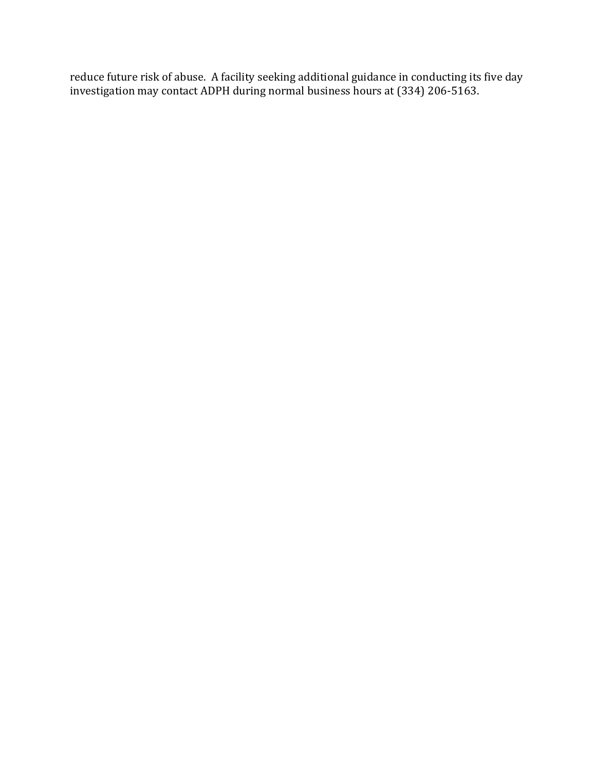reduce future risk of abuse. A facility seeking additional guidance in conducting its five day investigation may contact ADPH during normal business hours at (334) 206-5163.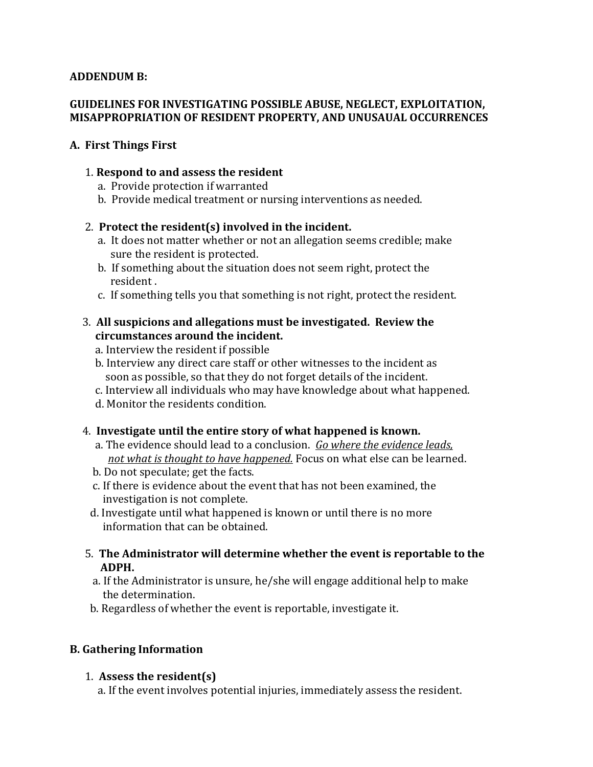**ADDENDUM B:**

**GUIDELINES FOR INVESTIGATING POSSIBLE ABUSE, NEGLECT, EXPLOITATION, MISAPPROPRIATION OF RESIDENT PROPERTY, AND UNUSAUAL OCCURRENCES**

**A. First Things First**

1. **Respond to and assess the resident**
   a. Provide protection if warranted
   b. Provide medical treatment or nursing interventions as needed.

2. **Protect the resident(s) involved in the incident.**
   a. It does not matter whether or not an allegation seems credible; make sure the resident is protected.
   b. If something about the situation does not seem right, protect the resident .
   c. If something tells you that something is not right, protect the resident.

3. **All suspicions and allegations must be investigated. Review the circumstances around the incident.**
   a. Interview the resident if possible
   b. Interview any direct care staff or other witnesses to the incident as soon as possible, so that they do not forget details of the incident.
   c. Interview all individuals who may have knowledge about what happened.
   d. Monitor the residents condition.

4. **Investigate until the entire story of what happened is known.**
   a. The evidence should lead to a conclusion. _Go where the evidence leads, not what is thought to have happened._ Focus on what else can be learned.
   b. Do not speculate; get the facts.
   c. If there is evidence about the event that has not been examined, the investigation is not complete.
   d. Investigate until what happened is known or until there is no more information that can be obtained.

5. **The Administrator will determine whether the event is reportable to the ADPH.**
   a. If the Administrator is unsure, he/she will engage additional help to make the determination.
   b. Regardless of whether the event is reportable, investigate it.

**B. Gathering Information**

1. **Assess the resident(s)**
   a. If the event involves potential injuries, immediately assess the resident.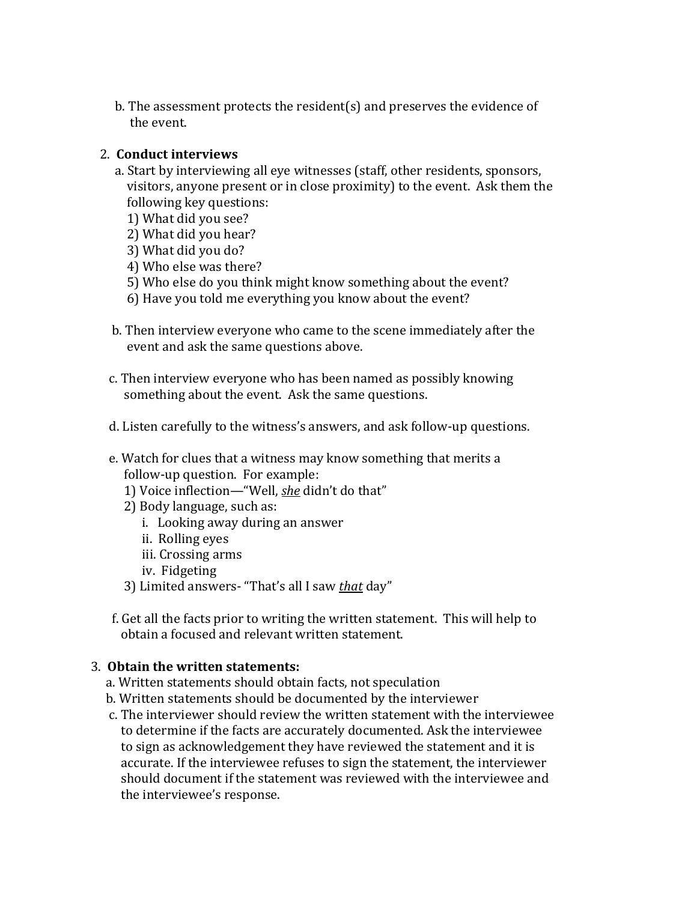b. The assessment protects the resident(s) and preserves the evidence of the event.

2. **Conduct interviews**

   a. Start by interviewing all eye witnesses (staff, other residents, sponsors, visitors, anyone present or in close proximity) to the event. Ask them the following key questions:
      1) What did you see?
      2) What did you hear?
      3) What did you do?
      4) Who else was there?
      5) Who else do you think might know something about the event?
      6) Have you told me everything you know about the event?

   b. Then interview everyone who came to the scene immediately after the event and ask the same questions above.

   c. Then interview everyone who has been named as possibly knowing something about the event. Ask the same questions.

   d. Listen carefully to the witness's answers, and ask follow-up questions.

   e. Watch for clues that a witness may know something that merits a follow-up question. For example:
      1) Voice inflection—"Well, ***she*** didn't do that"
      2) Body language, such as:
         i. Looking away during an answer
         ii. Rolling eyes
         iii. Crossing arms
         iv. Fidgeting
      3) Limited answers- "That's all I saw ***that*** day"

   f. Get all the facts prior to writing the written statement. This will help to obtain a focused and relevant written statement.

3. **Obtain the written statements:**

   a. Written statements should obtain facts, not speculation

   b. Written statements should be documented by the interviewer

   c. The interviewer should review the written statement with the interviewee to determine if the facts are accurately documented. Ask the interviewee to sign as acknowledgement they have reviewed the statement and it is accurate. If the interviewee refuses to sign the statement, the interviewer should document if the statement was reviewed with the interviewee and the interviewee's response.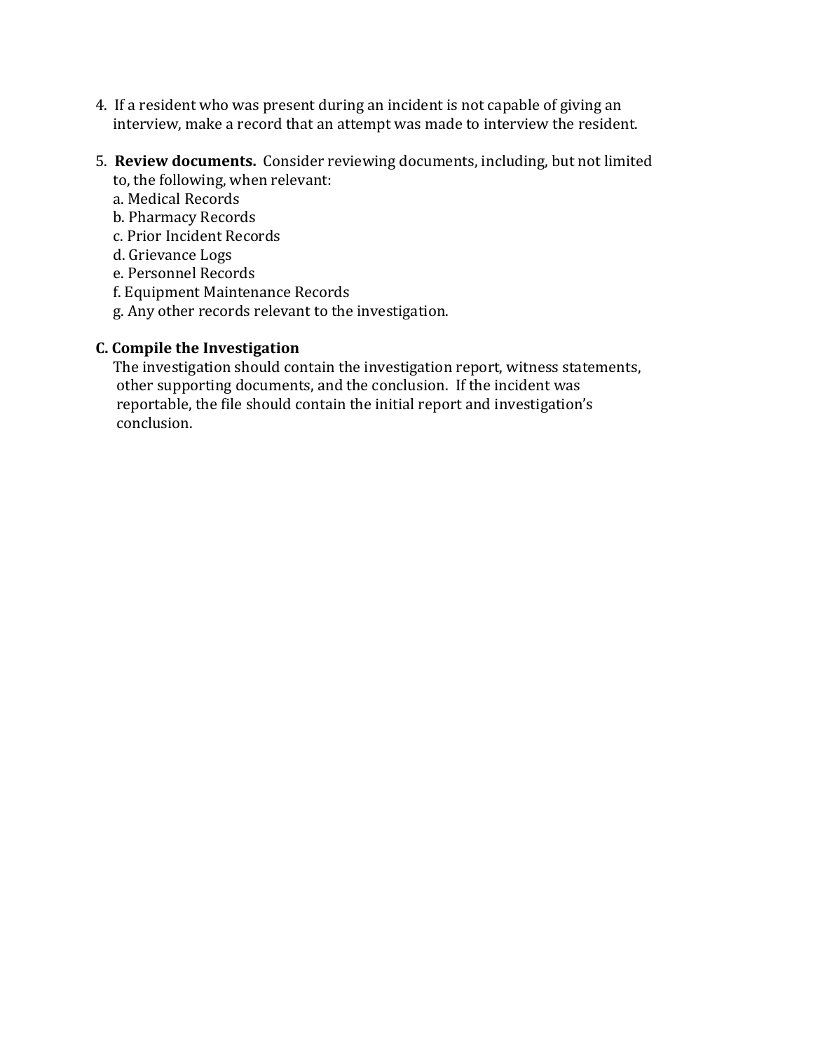4. If a resident who was present during an incident is not capable of giving an interview, make a record that an attempt was made to interview the resident.

5. **Review documents.** Consider reviewing documents, including, but not limited to, the following, when relevant:
   a. Medical Records
   b. Pharmacy Records
   c. Prior Incident Records
   d. Grievance Logs
   e. Personnel Records
   f. Equipment Maintenance Records
   g. Any other records relevant to the investigation.

**C. Compile the Investigation**

The investigation should contain the investigation report, witness statements, other supporting documents, and the conclusion. If the incident was reportable, the file should contain the initial report and investigation's conclusion.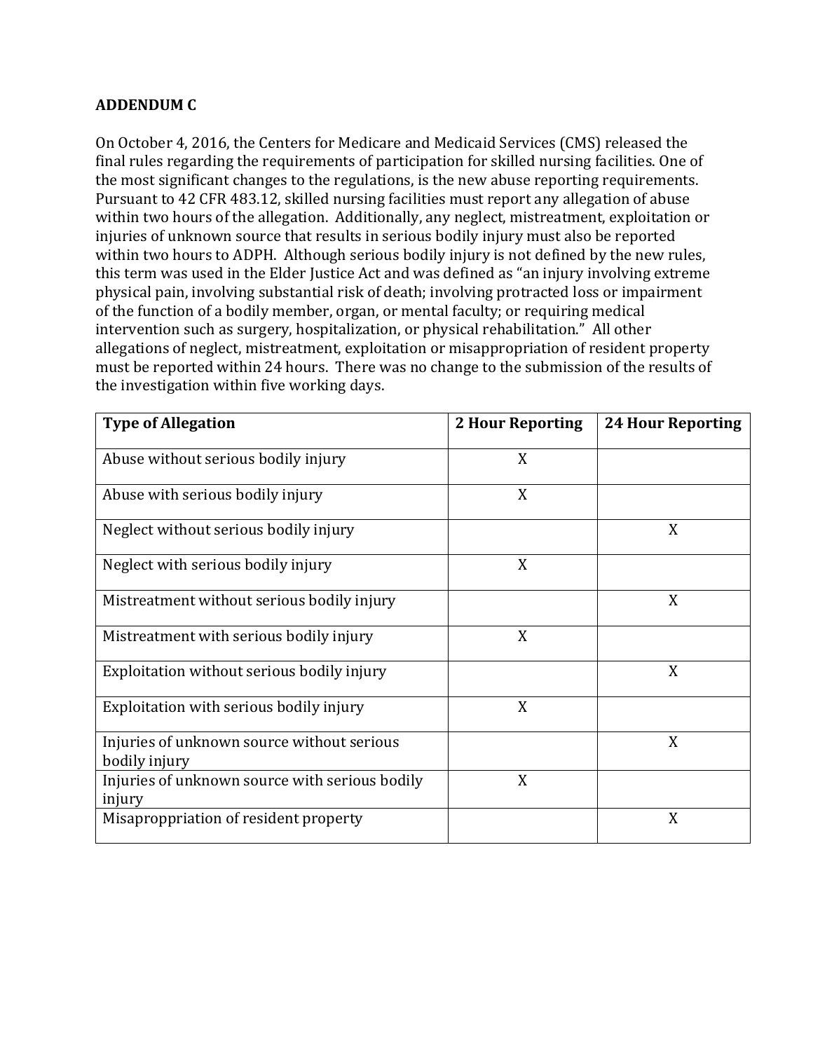**ADDENDUM C**

On October 4, 2016, the Centers for Medicare and Medicaid Services (CMS) released the final rules regarding the requirements of participation for skilled nursing facilities. One of the most significant changes to the regulations, is the new abuse reporting requirements. Pursuant to 42 CFR 483.12, skilled nursing facilities must report any allegation of abuse within two hours of the allegation. Additionally, any neglect, mistreatment, exploitation or injuries of unknown source that results in serious bodily injury must also be reported within two hours to ADPH. Although serious bodily injury is not defined by the new rules, this term was used in the Elder Justice Act and was defined as "an injury involving extreme physical pain, involving substantial risk of death; involving protracted loss or impairment of the function of a bodily member, organ, or mental faculty; or requiring medical intervention such as surgery, hospitalization, or physical rehabilitation." All other allegations of neglect, mistreatment, exploitation or misappropriation of resident property must be reported within 24 hours. There was no change to the submission of the results of the investigation within five working days.

| Type of Allegation | 2 Hour Reporting | 24 Hour Reporting |
|---|---|---|
| Abuse without serious bodily injury | X | |
| Abuse with serious bodily injury | X | |
| Neglect without serious bodily injury | | X |
| Neglect with serious bodily injury | X | |
| Mistreatment without serious bodily injury | | X |
| Mistreatment with serious bodily injury | X | |
| Exploitation without serious bodily injury | | X |
| Exploitation with serious bodily injury | X | |
| Injuries of unknown source without serious bodily injury | | X |
| Injuries of unknown source with serious bodily injury | X | |
| Misaproppriation of resident property | | X |